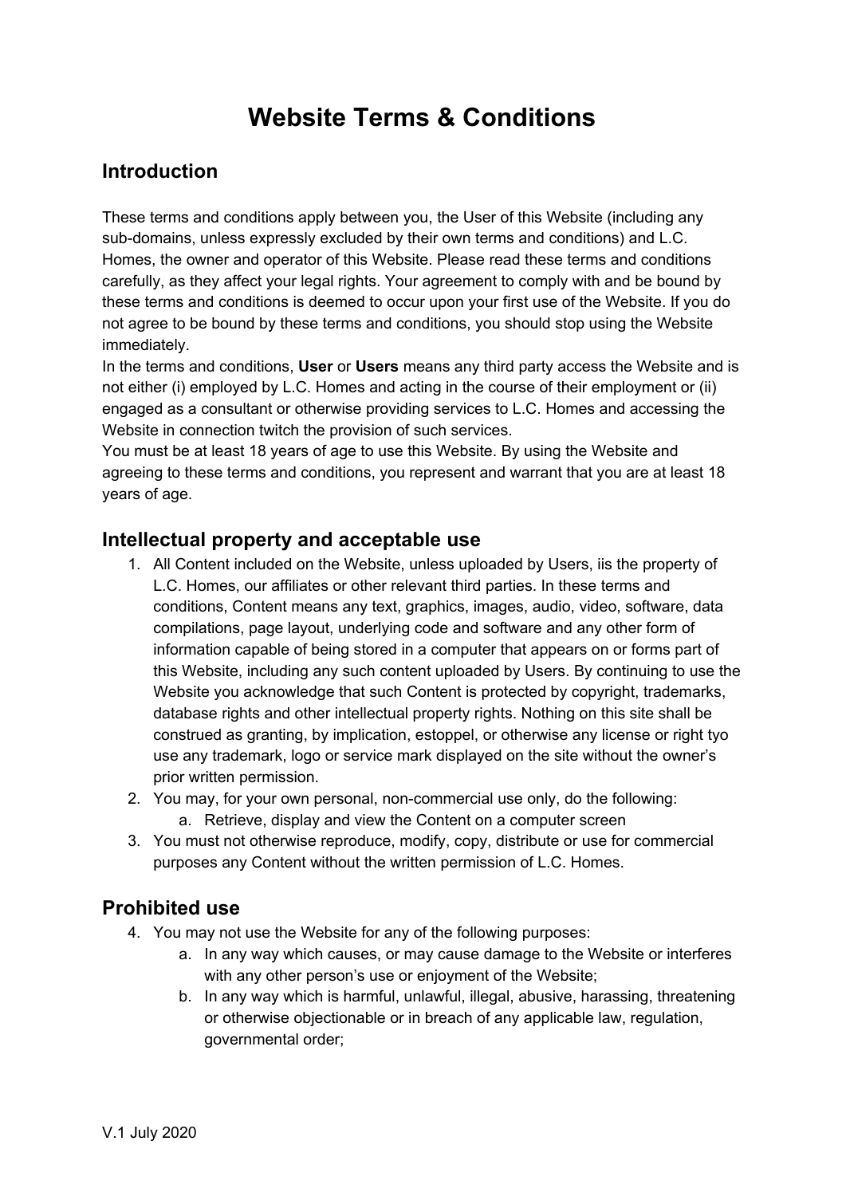# Website Terms & Conditions

## Introduction

These terms and conditions apply between you, the User of this Website (including any sub-domains, unless expressly excluded by their own terms and conditions) and L.C. Homes, the owner and operator of this Website. Please read these terms and conditions carefully, as they affect your legal rights. Your agreement to comply with and be bound by these terms and conditions is deemed to occur upon your first use of the Website. If you do not agree to be bound by these terms and conditions, you should stop using the Website immediately.

In the terms and conditions, **User** or **Users** means any third party access the Website and is not either (i) employed by L.C. Homes and acting in the course of their employment or (ii) engaged as a consultant or otherwise providing services to L.C. Homes and accessing the Website in connection twitch the provision of such services.

You must be at least 18 years of age to use this Website. By using the Website and agreeing to these terms and conditions, you represent and warrant that you are at least 18 years of age.

## Intellectual property and acceptable use

1. All Content included on the Website, unless uploaded by Users, iis the property of L.C. Homes, our affiliates or other relevant third parties. In these terms and conditions, Content means any text, graphics, images, audio, video, software, data compilations, page layout, underlying code and software and any other form of information capable of being stored in a computer that appears on or forms part of this Website, including any such content uploaded by Users. By continuing to use the Website you acknowledge that such Content is protected by copyright, trademarks, database rights and other intellectual property rights. Nothing on this site shall be construed as granting, by implication, estoppel, or otherwise any license or right tyo use any trademark, logo or service mark displayed on the site without the owner's prior written permission.
2. You may, for your own personal, non-commercial use only, do the following:
    a. Retrieve, display and view the Content on a computer screen
3. You must not otherwise reproduce, modify, copy, distribute or use for commercial purposes any Content without the written permission of L.C. Homes.

## Prohibited use

4. You may not use the Website for any of the following purposes:
    a. In any way which causes, or may cause damage to the Website or interferes with any other person's use or enjoyment of the Website;
    b. In any way which is harmful, unlawful, illegal, abusive, harassing, threatening or otherwise objectionable or in breach of any applicable law, regulation, governmental order;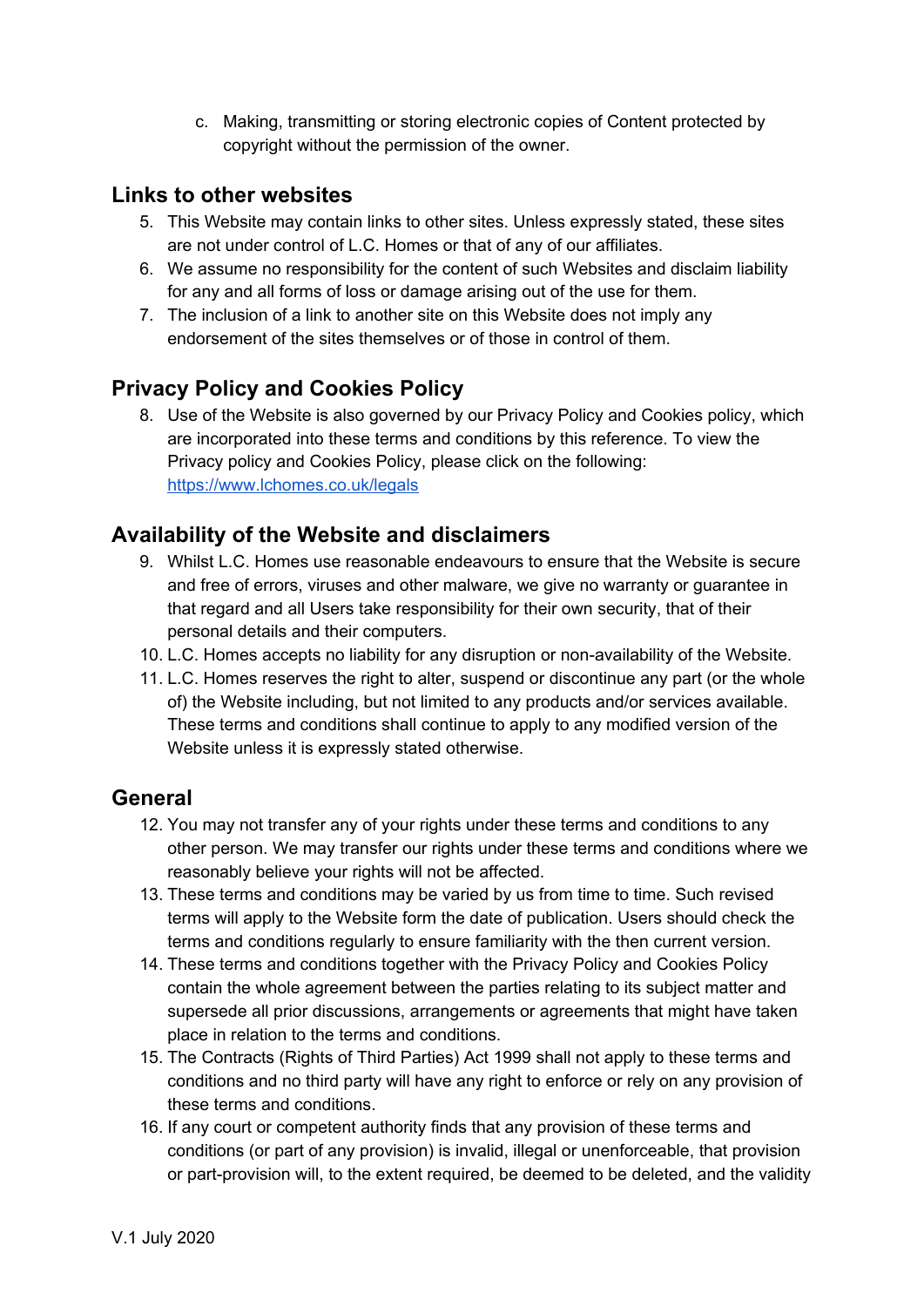c. Making, transmitting or storing electronic copies of Content protected by copyright without the permission of the owner.

## Links to other websites

5. This Website may contain links to other sites. Unless expressly stated, these sites are not under control of L.C. Homes or that of any of our affiliates.
6. We assume no responsibility for the content of such Websites and disclaim liability for any and all forms of loss or damage arising out of the use for them.
7. The inclusion of a link to another site on this Website does not imply any endorsement of the sites themselves or of those in control of them.

## Privacy Policy and Cookies Policy

8. Use of the Website is also governed by our Privacy Policy and Cookies policy, which are incorporated into these terms and conditions by this reference. To view the Privacy policy and Cookies Policy, please click on the following: [https://www.lchomes.co.uk/legals](https://www.lchomes.co.uk/legals)

## Availability of the Website and disclaimers

9. Whilst L.C. Homes use reasonable endeavours to ensure that the Website is secure and free of errors, viruses and other malware, we give no warranty or guarantee in that regard and all Users take responsibility for their own security, that of their personal details and their computers.
10. L.C. Homes accepts no liability for any disruption or non-availability of the Website.
11. L.C. Homes reserves the right to alter, suspend or discontinue any part (or the whole of) the Website including, but not limited to any products and/or services available. These terms and conditions shall continue to apply to any modified version of the Website unless it is expressly stated otherwise.

## General

12. You may not transfer any of your rights under these terms and conditions to any other person. We may transfer our rights under these terms and conditions where we reasonably believe your rights will not be affected.
13. These terms and conditions may be varied by us from time to time. Such revised terms will apply to the Website form the date of publication. Users should check the terms and conditions regularly to ensure familiarity with the then current version.
14. These terms and conditions together with the Privacy Policy and Cookies Policy contain the whole agreement between the parties relating to its subject matter and supersede all prior discussions, arrangements or agreements that might have taken place in relation to the terms and conditions.
15. The Contracts (Rights of Third Parties) Act 1999 shall not apply to these terms and conditions and no third party will have any right to enforce or rely on any provision of these terms and conditions.
16. If any court or competent authority finds that any provision of these terms and conditions (or part of any provision) is invalid, illegal or unenforceable, that provision or part-provision will, to the extent required, be deemed to be deleted, and the validity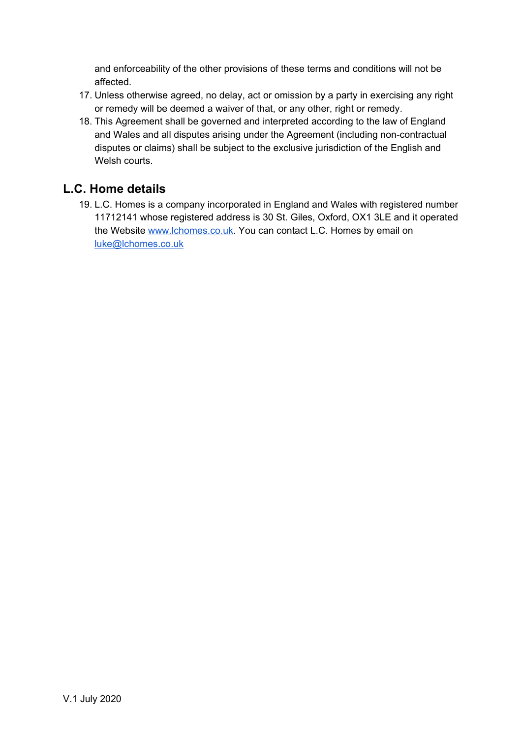and enforceability of the other provisions of these terms and conditions will not be affected.

17. Unless otherwise agreed, no delay, act or omission by a party in exercising any right or remedy will be deemed a waiver of that, or any other, right or remedy.
18. This Agreement shall be governed and interpreted according to the law of England and Wales and all disputes arising under the Agreement (including non-contractual disputes or claims) shall be subject to the exclusive jurisdiction of the English and Welsh courts.

## L.C. Home details

19. L.C. Homes is a company incorporated in England and Wales with registered number 11712141 whose registered address is 30 St. Giles, Oxford, OX1 3LE and it operated the Website [www.lchomes.co.uk](http://www.lchomes.co.uk). You can contact L.C. Homes by email on [luke@lchomes.co.uk](mailto:luke@lchomes.co.uk)

V.1 July 2020